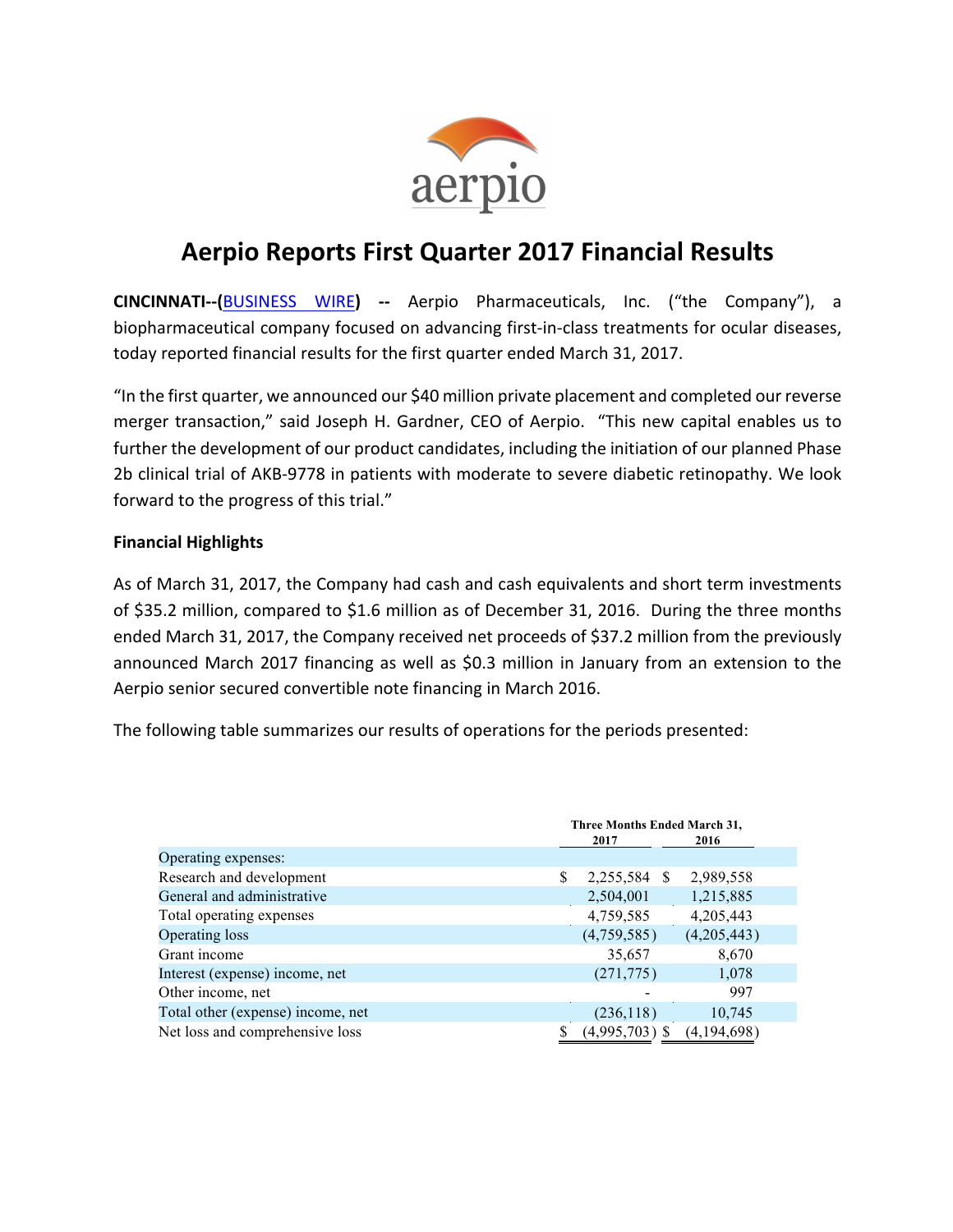# Aerpio Reports First Quarter 2017 Financial Results

**CINCINNATI--(BUSINESS WIRE) --** Aerpio Pharmaceuticals, Inc. ("the Company"), a biopharmaceutical company focused on advancing first-in-class treatments for ocular diseases, today reported financial results for the first quarter ended March 31, 2017.

"In the first quarter, we announced our $40 million private placement and completed our reverse merger transaction," said Joseph H. Gardner, CEO of Aerpio. "This new capital enables us to further the development of our product candidates, including the initiation of our planned Phase 2b clinical trial of AKB-9778 in patients with moderate to severe diabetic retinopathy. We look forward to the progress of this trial."

**Financial Highlights**

As of March 31, 2017, the Company had cash and cash equivalents and short term investments of $35.2 million, compared to $1.6 million as of December 31, 2016. During the three months ended March 31, 2017, the Company received net proceeds of $37.2 million from the previously announced March 2017 financing as well as $0.3 million in January from an extension to the Aerpio senior secured convertible note financing in March 2016.

The following table summarizes our results of operations for the periods presented:

| | Three Months Ended March 31, | |
|---|---|---|
| | 2017 | 2016 |
| Operating expenses: | | |
| Research and development | $ 2,255,584 | $ 2,989,558 |
| General and administrative | 2,504,001 | 1,215,885 |
| Total operating expenses | 4,759,585 | 4,205,443 |
| Operating loss | (4,759,585) | (4,205,443) |
| Grant income | 35,657 | 8,670 |
| Interest (expense) income, net | (271,775) | 1,078 |
| Other income, net | - | 997 |
| Total other (expense) income, net | (236,118) | 10,745 |
| Net loss and comprehensive loss | $ (4,995,703) | $ (4,194,698) |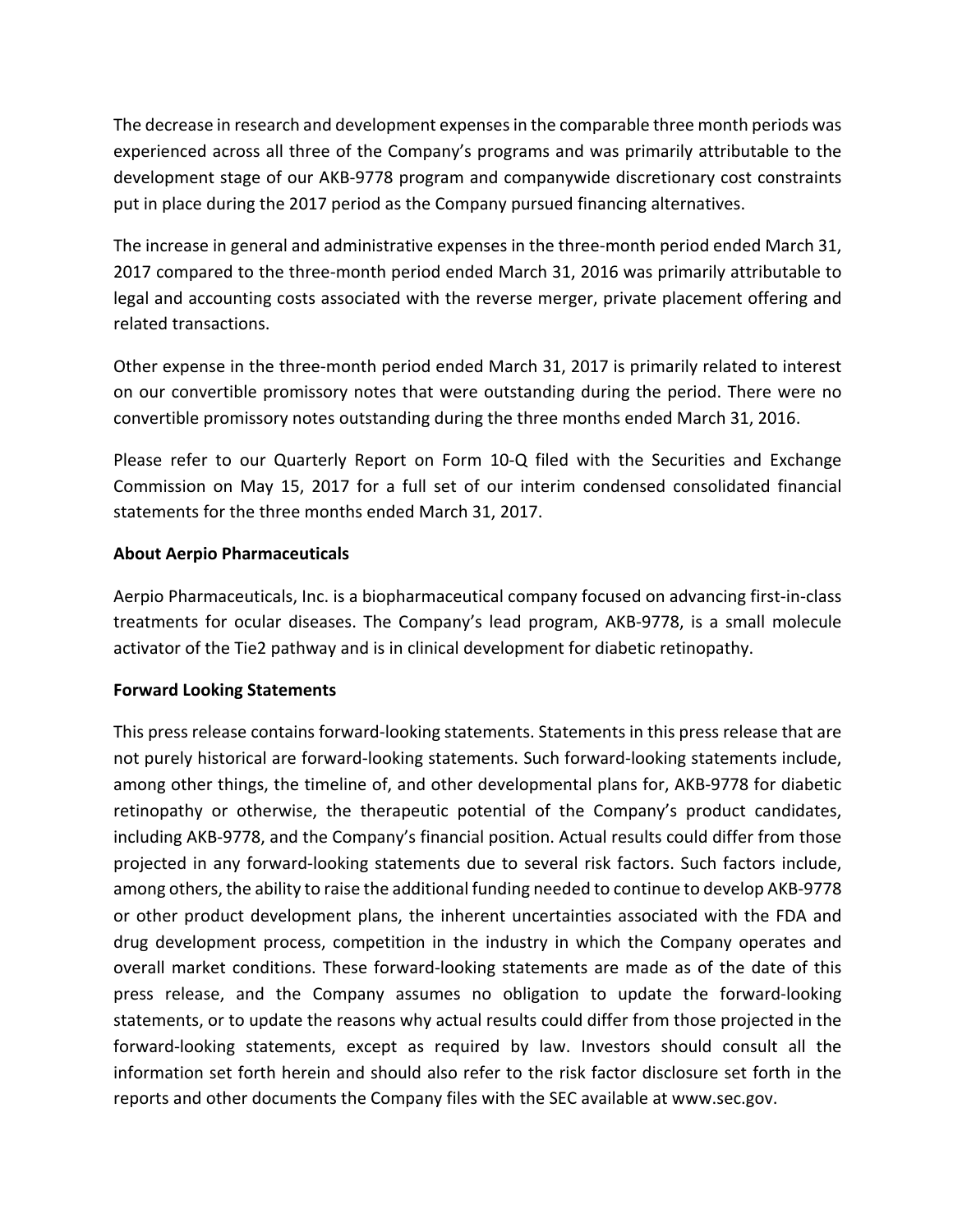The decrease in research and development expenses in the comparable three month periods was experienced across all three of the Company's programs and was primarily attributable to the development stage of our AKB-9778 program and companywide discretionary cost constraints put in place during the 2017 period as the Company pursued financing alternatives.

The increase in general and administrative expenses in the three-month period ended March 31, 2017 compared to the three-month period ended March 31, 2016 was primarily attributable to legal and accounting costs associated with the reverse merger, private placement offering and related transactions.

Other expense in the three-month period ended March 31, 2017 is primarily related to interest on our convertible promissory notes that were outstanding during the period. There were no convertible promissory notes outstanding during the three months ended March 31, 2016.

Please refer to our Quarterly Report on Form 10-Q filed with the Securities and Exchange Commission on May 15, 2017 for a full set of our interim condensed consolidated financial statements for the three months ended March 31, 2017.

**About Aerpio Pharmaceuticals**

Aerpio Pharmaceuticals, Inc. is a biopharmaceutical company focused on advancing first-in-class treatments for ocular diseases. The Company's lead program, AKB-9778, is a small molecule activator of the Tie2 pathway and is in clinical development for diabetic retinopathy.

**Forward Looking Statements**

This press release contains forward-looking statements. Statements in this press release that are not purely historical are forward-looking statements. Such forward-looking statements include, among other things, the timeline of, and other developmental plans for, AKB-9778 for diabetic retinopathy or otherwise, the therapeutic potential of the Company's product candidates, including AKB-9778, and the Company's financial position. Actual results could differ from those projected in any forward-looking statements due to several risk factors. Such factors include, among others, the ability to raise the additional funding needed to continue to develop AKB-9778 or other product development plans, the inherent uncertainties associated with the FDA and drug development process, competition in the industry in which the Company operates and overall market conditions. These forward-looking statements are made as of the date of this press release, and the Company assumes no obligation to update the forward-looking statements, or to update the reasons why actual results could differ from those projected in the forward-looking statements, except as required by law. Investors should consult all the information set forth herein and should also refer to the risk factor disclosure set forth in the reports and other documents the Company files with the SEC available at www.sec.gov.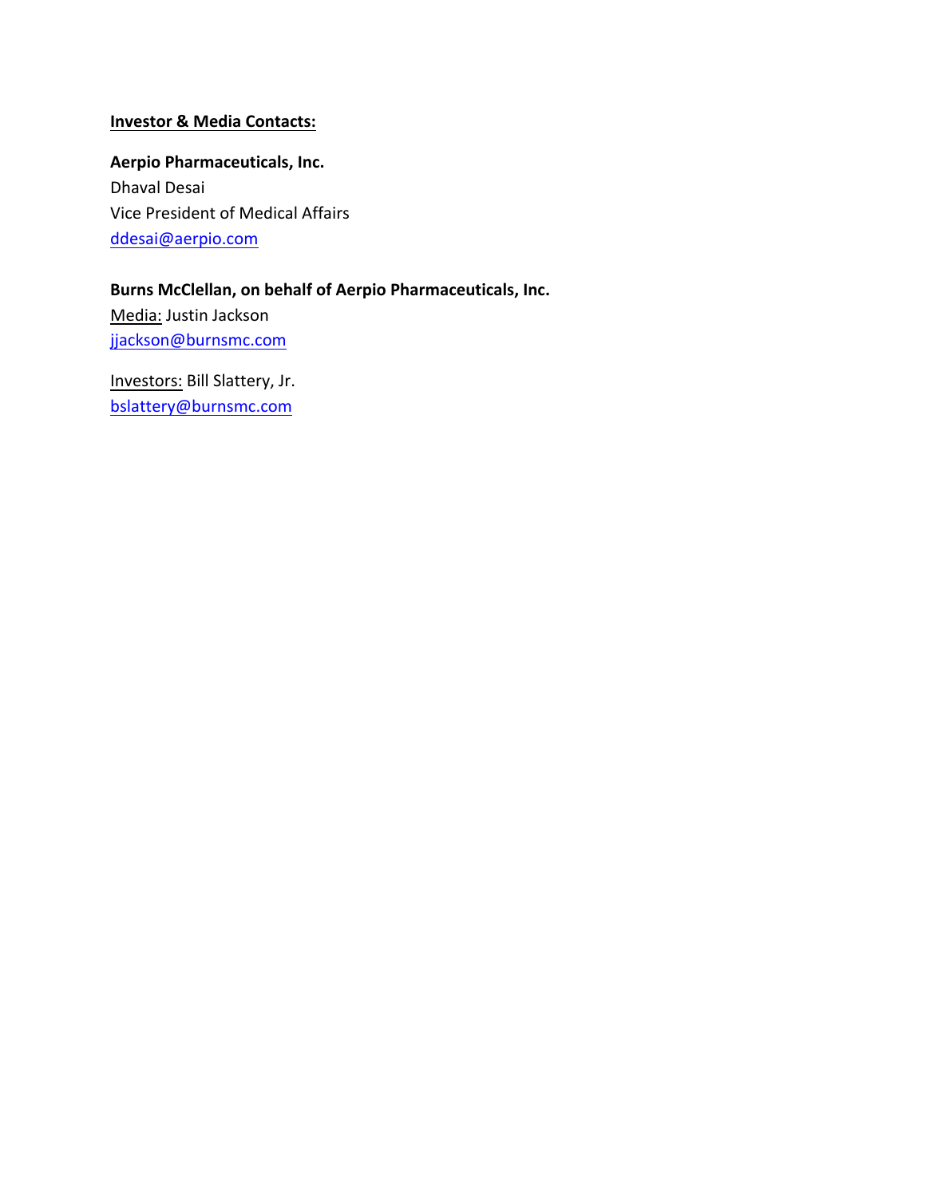**<u>Investor & Media Contacts:</u>**

**Aerpio Pharmaceuticals, Inc.**
Dhaval Desai
Vice President of Medical Affairs
ddesai@aerpio.com

**Burns McClellan, on behalf of Aerpio Pharmaceuticals, Inc.**
<u>Media:</u> Justin Jackson
jjackson@burnsmc.com

<u>Investors:</u> Bill Slattery, Jr.
bslattery@burnsmc.com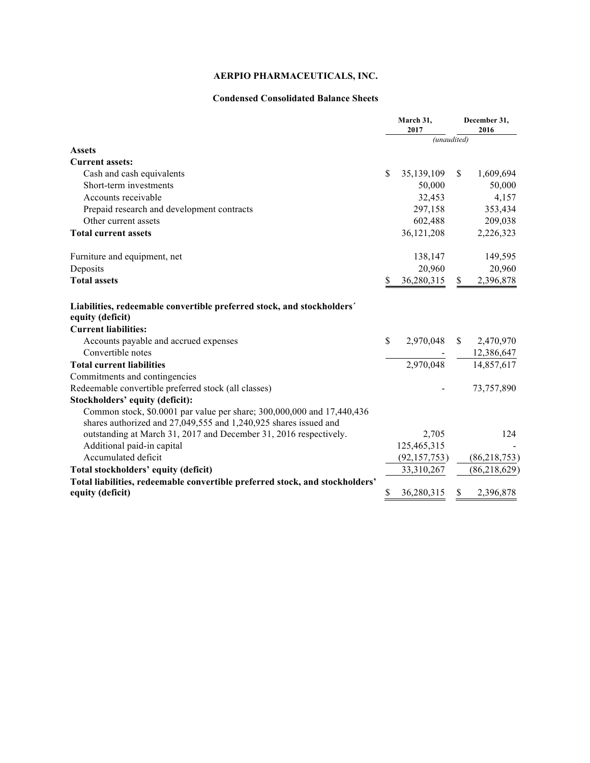**AERPIO PHARMACEUTICALS, INC.**

**Condensed Consolidated Balance Sheets**

| | March 31, 2017 | December 31, 2016 |
|---|---|---|
| | *(unaudited)* | |
| **Assets** | | |
| **Current assets:** | | |
| Cash and cash equivalents | $ 35,139,109 | $ 1,609,694 |
| Short-term investments | 50,000 | 50,000 |
| Accounts receivable | 32,453 | 4,157 |
| Prepaid research and development contracts | 297,158 | 353,434 |
| Other current assets | 602,488 | 209,038 |
| **Total current assets** | 36,121,208 | 2,226,323 |
| Furniture and equipment, net | 138,147 | 149,595 |
| Deposits | 20,960 | 20,960 |
| **Total assets** | $ 36,280,315 | $ 2,396,878 |
| **Liabilities, redeemable convertible preferred stock, and stockholders´ equity (deficit)** | | |
| **Current liabilities:** | | |
| Accounts payable and accrued expenses | $ 2,970,048 | $ 2,470,970 |
| Convertible notes | - | 12,386,647 |
| **Total current liabilities** | 2,970,048 | 14,857,617 |
| Commitments and contingencies | | |
| Redeemable convertible preferred stock (all classes) | - | 73,757,890 |
| **Stockholders' equity (deficit):** | | |
| Common stock, $0.0001 par value per share; 300,000,000 and 17,440,436 shares authorized and 27,049,555 and 1,240,925 shares issued and outstanding at March 31, 2017 and December 31, 2016 respectively. | 2,705 | 124 |
| Additional paid-in capital | 125,465,315 | - |
| Accumulated deficit | (92,157,753) | (86,218,753) |
| **Total stockholders' equity (deficit)** | 33,310,267 | (86,218,629) |
| **Total liabilities, redeemable convertible preferred stock, and stockholders' equity (deficit)** | $ 36,280,315 | $ 2,396,878 |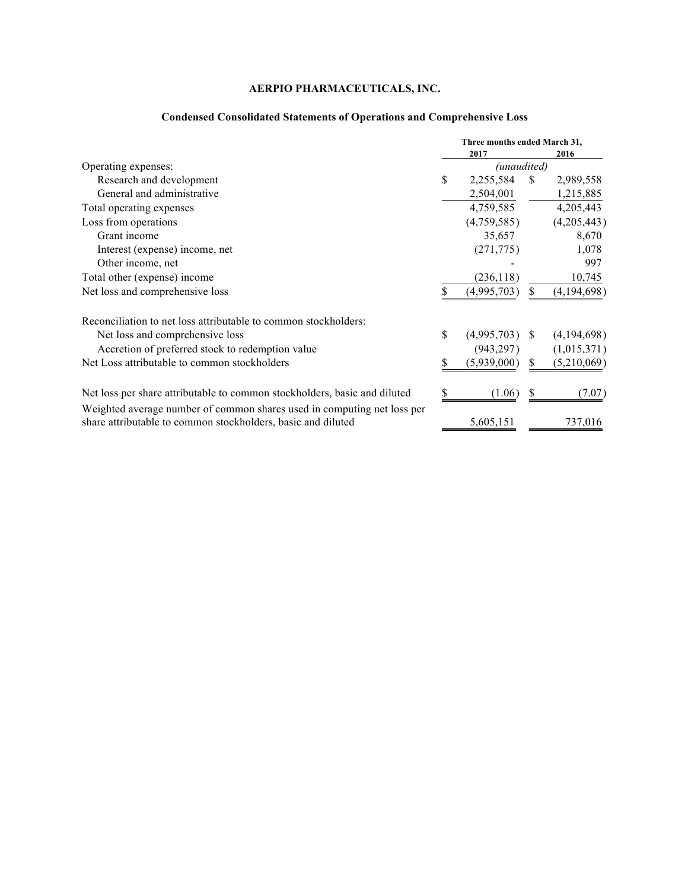**AERPIO PHARMACEUTICALS, INC.**

**Condensed Consolidated Statements of Operations and Comprehensive Loss**

| | Three months ended March 31, | |
|---|---|---|
| | 2017 | 2016 |
| | *(unaudited)* | |
| Operating expenses: | | |
| Research and development | $ 2,255,584 | $ 2,989,558 |
| General and administrative | 2,504,001 | 1,215,885 |
| Total operating expenses | 4,759,585 | 4,205,443 |
| Loss from operations | (4,759,585) | (4,205,443) |
| Grant income | 35,657 | 8,670 |
| Interest (expense) income, net | (271,775) | 1,078 |
| Other income, net | - | 997 |
| Total other (expense) income | (236,118) | 10,745 |
| Net loss and comprehensive loss | $ (4,995,703) | $ (4,194,698) |
| | | |
| Reconciliation to net loss attributable to common stockholders: | | |
| Net loss and comprehensive loss | $ (4,995,703) | $ (4,194,698) |
| Accretion of preferred stock to redemption value | (943,297) | (1,015,371) |
| Net Loss attributable to common stockholders | $ (5,939,000) | $ (5,210,069) |
| | | |
| Net loss per share attributable to common stockholders, basic and diluted | $ (1.06) | $ (7.07) |
| Weighted average number of common shares used in computing net loss per share attributable to common stockholders, basic and diluted | 5,605,151 | 737,016 |